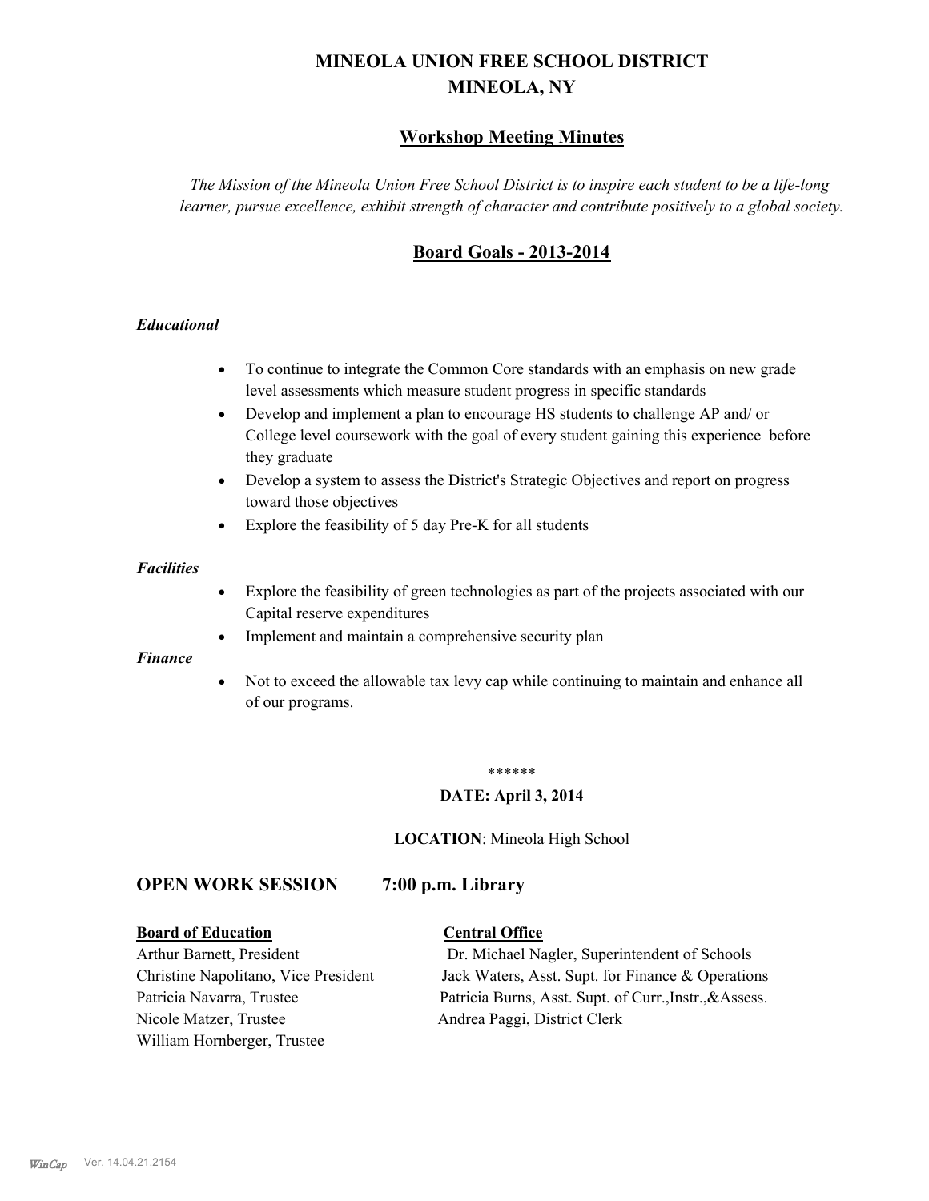# MINEOLA UNION FREE SCHOOL DISTRICT
# MINEOLA, NY

## Workshop Meeting Minutes

*The Mission of the Mineola Union Free School District is to inspire each student to be a life-long learner, pursue excellence, exhibit strength of character and contribute positively to a global society.*

## Board Goals - 2013-2014

### *Educational*

- To continue to integrate the Common Core standards with an emphasis on new grade level assessments which measure student progress in specific standards
- Develop and implement a plan to encourage HS students to challenge AP and/ or College level coursework with the goal of every student gaining this experience before they graduate
- Develop a system to assess the District's Strategic Objectives and report on progress toward those objectives
- Explore the feasibility of 5 day Pre-K for all students

### *Facilities*

- Explore the feasibility of green technologies as part of the projects associated with our Capital reserve expenditures
- Implement and maintain a comprehensive security plan

### *Finance*

- Not to exceed the allowable tax levy cap while continuing to maintain and enhance all of our programs.

******

**DATE: April 3, 2014**

**LOCATION**: Mineola High School

## OPEN WORK SESSION 7:00 p.m. Library

| **Board of Education** | **Central Office** |
|---|---|
| Arthur Barnett, President | Dr. Michael Nagler, Superintendent of Schools |
| Christine Napolitano, Vice President | Jack Waters, Asst. Supt. for Finance & Operations |
| Patricia Navarra, Trustee | Patricia Burns, Asst. Supt. of Curr.,Instr.,&Assess. |
| Nicole Matzer, Trustee | Andrea Paggi, District Clerk |
| William Hornberger, Trustee | |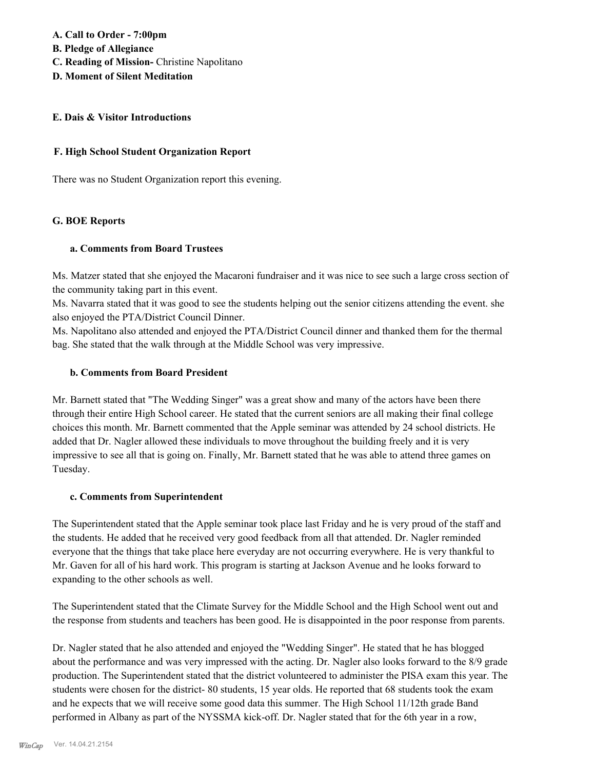**A. Call to Order - 7:00pm**
**B. Pledge of Allegiance**
**C. Reading of Mission-** Christine Napolitano
**D. Moment of Silent Meditation**

**E. Dais & Visitor Introductions**

**F. High School Student Organization Report**

There was no Student Organization report this evening.

**G. BOE Reports**

**a. Comments from Board Trustees**

Ms. Matzer stated that she enjoyed the Macaroni fundraiser and it was nice to see such a large cross section of the community taking part in this event.
Ms. Navarra stated that it was good to see the students helping out the senior citizens attending the event. she also enjoyed the PTA/District Council Dinner.
Ms. Napolitano also attended and enjoyed the PTA/District Council dinner and thanked them for the thermal bag. She stated that the walk through at the Middle School was very impressive.

**b. Comments from Board President**

Mr. Barnett stated that "The Wedding Singer" was a great show and many of the actors have been there through their entire High School career. He stated that the current seniors are all making their final college choices this month. Mr. Barnett commented that the Apple seminar was attended by 24 school districts. He added that Dr. Nagler allowed these individuals to move throughout the building freely and it is very impressive to see all that is going on. Finally, Mr. Barnett stated that he was able to attend three games on Tuesday.

**c. Comments from Superintendent**

The Superintendent stated that the Apple seminar took place last Friday and he is very proud of the staff and the students. He added that he received very good feedback from all that attended. Dr. Nagler reminded everyone that the things that take place here everyday are not occurring everywhere. He is very thankful to Mr. Gaven for all of his hard work. This program is starting at Jackson Avenue and he looks forward to expanding to the other schools as well.

The Superintendent stated that the Climate Survey for the Middle School and the High School went out and the response from students and teachers has been good. He is disappointed in the poor response from parents.

Dr. Nagler stated that he also attended and enjoyed the "Wedding Singer". He stated that he has blogged about the performance and was very impressed with the acting. Dr. Nagler also looks forward to the 8/9 grade production. The Superintendent stated that the district volunteered to administer the PISA exam this year. The students were chosen for the district- 80 students, 15 year olds. He reported that 68 students took the exam and he expects that we will receive some good data this summer. The High School 11/12th grade Band performed in Albany as part of the NYSSMA kick-off. Dr. Nagler stated that for the 6th year in a row,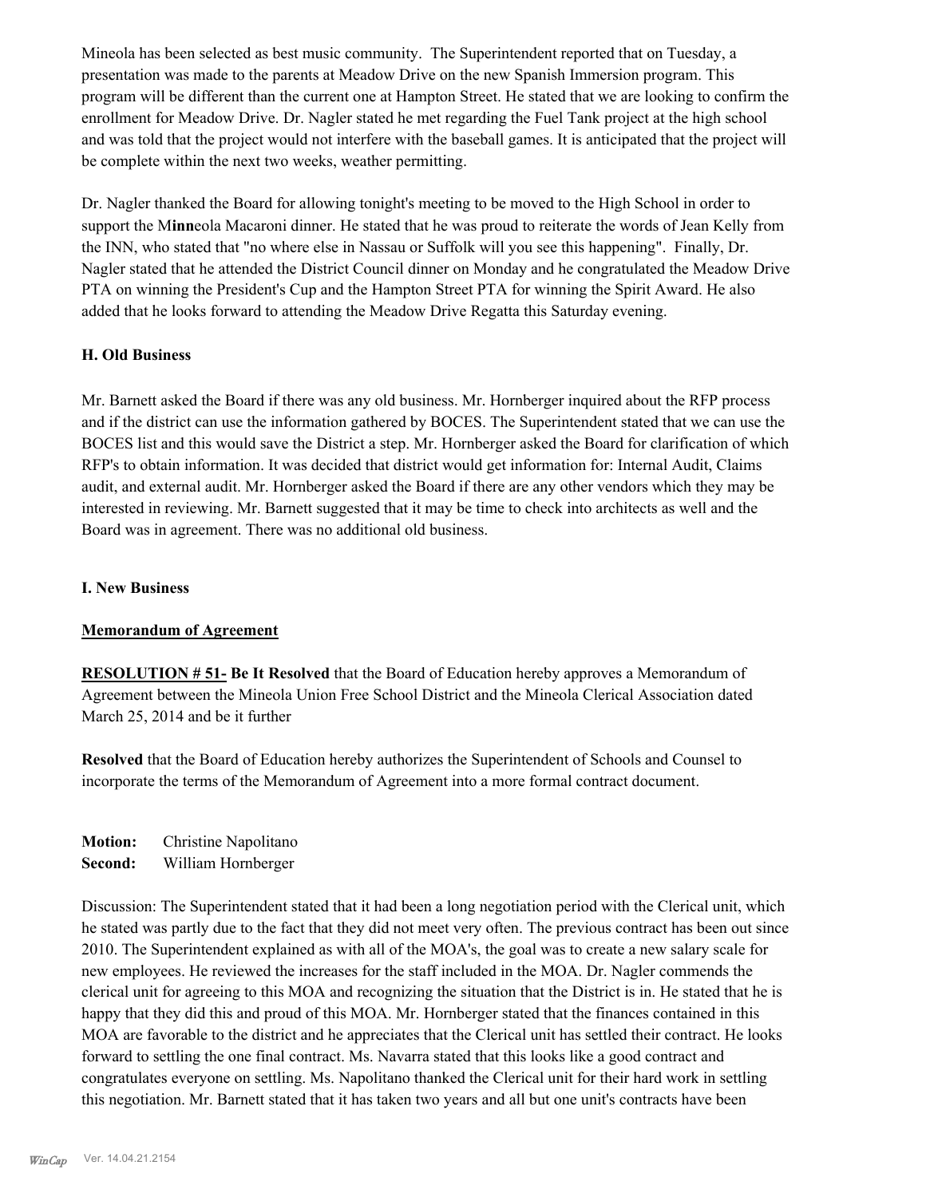Mineola has been selected as best music community. The Superintendent reported that on Tuesday, a presentation was made to the parents at Meadow Drive on the new Spanish Immersion program. This program will be different than the current one at Hampton Street. He stated that we are looking to confirm the enrollment for Meadow Drive. Dr. Nagler stated he met regarding the Fuel Tank project at the high school and was told that the project would not interfere with the baseball games. It is anticipated that the project will be complete within the next two weeks, weather permitting.

Dr. Nagler thanked the Board for allowing tonight's meeting to be moved to the High School in order to support the M**inn**eola Macaroni dinner. He stated that he was proud to reiterate the words of Jean Kelly from the INN, who stated that "no where else in Nassau or Suffolk will you see this happening". Finally, Dr. Nagler stated that he attended the District Council dinner on Monday and he congratulated the Meadow Drive PTA on winning the President's Cup and the Hampton Street PTA for winning the Spirit Award. He also added that he looks forward to attending the Meadow Drive Regatta this Saturday evening.

### H. Old Business

Mr. Barnett asked the Board if there was any old business. Mr. Hornberger inquired about the RFP process and if the district can use the information gathered by BOCES. The Superintendent stated that we can use the BOCES list and this would save the District a step. Mr. Hornberger asked the Board for clarification of which RFP's to obtain information. It was decided that district would get information for: Internal Audit, Claims audit, and external audit. Mr. Hornberger asked the Board if there are any other vendors which they may be interested in reviewing. Mr. Barnett suggested that it may be time to check into architects as well and the Board was in agreement. There was no additional old business.

### I. New Business

**Memorandum of Agreement**

**RESOLUTION # 51- Be It Resolved** that the Board of Education hereby approves a Memorandum of Agreement between the Mineola Union Free School District and the Mineola Clerical Association dated March 25, 2014 and be it further

**Resolved** that the Board of Education hereby authorizes the Superintendent of Schools and Counsel to incorporate the terms of the Memorandum of Agreement into a more formal contract document.

**Motion:** Christine Napolitano
**Second:** William Hornberger

Discussion: The Superintendent stated that it had been a long negotiation period with the Clerical unit, which he stated was partly due to the fact that they did not meet very often. The previous contract has been out since 2010. The Superintendent explained as with all of the MOA's, the goal was to create a new salary scale for new employees. He reviewed the increases for the staff included in the MOA. Dr. Nagler commends the clerical unit for agreeing to this MOA and recognizing the situation that the District is in. He stated that he is happy that they did this and proud of this MOA. Mr. Hornberger stated that the finances contained in this MOA are favorable to the district and he appreciates that the Clerical unit has settled their contract. He looks forward to settling the one final contract. Ms. Navarra stated that this looks like a good contract and congratulates everyone on settling. Ms. Napolitano thanked the Clerical unit for their hard work in settling this negotiation. Mr. Barnett stated that it has taken two years and all but one unit's contracts have been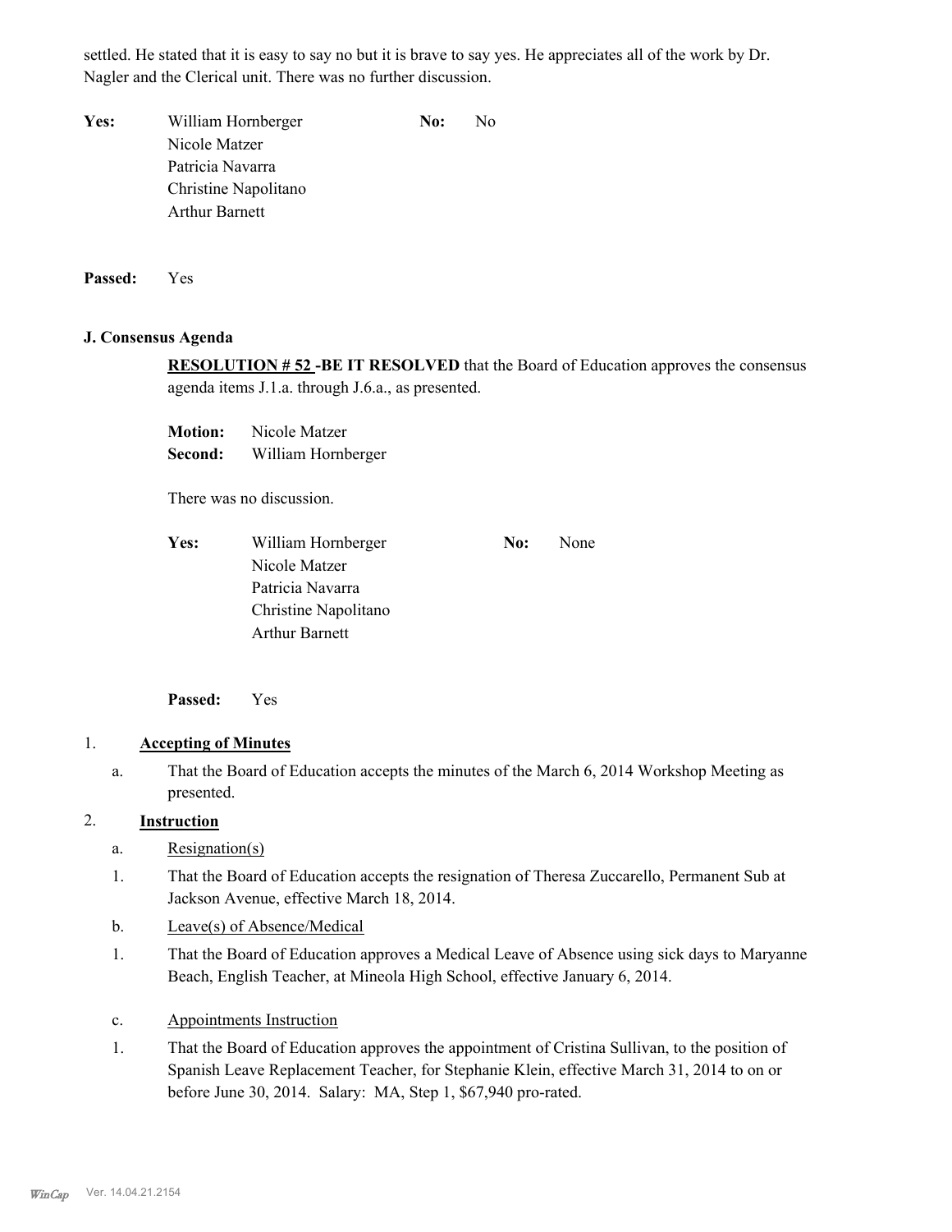settled. He stated that it is easy to say no but it is brave to say yes. He appreciates all of the work by Dr. Nagler and the Clerical unit. There was no further discussion.

**Yes:** William Hornberger
Nicole Matzer
Patricia Navarra
Christine Napolitano
Arthur Barnett

**No:** No

**Passed:** Yes

### J. Consensus Agenda

**RESOLUTION # 52 -BE IT RESOLVED** that the Board of Education approves the consensus agenda items J.1.a. through J.6.a., as presented.

**Motion:** Nicole Matzer
**Second:** William Hornberger

There was no discussion.

**Yes:** William Hornberger
Nicole Matzer
Patricia Navarra
Christine Napolitano
Arthur Barnett

**No:** None

**Passed:** Yes

1. **Accepting of Minutes**
   a. That the Board of Education accepts the minutes of the March 6, 2014 Workshop Meeting as presented.

2. **Instruction**
   a. Resignation(s)
      1. That the Board of Education accepts the resignation of Theresa Zuccarello, Permanent Sub at Jackson Avenue, effective March 18, 2014.

   b. Leave(s) of Absence/Medical
      1. That the Board of Education approves a Medical Leave of Absence using sick days to Maryanne Beach, English Teacher, at Mineola High School, effective January 6, 2014.

   c. Appointments Instruction
      1. That the Board of Education approves the appointment of Cristina Sullivan, to the position of Spanish Leave Replacement Teacher, for Stephanie Klein, effective March 31, 2014 to on or before June 30, 2014. Salary: MA, Step 1, $67,940 pro-rated.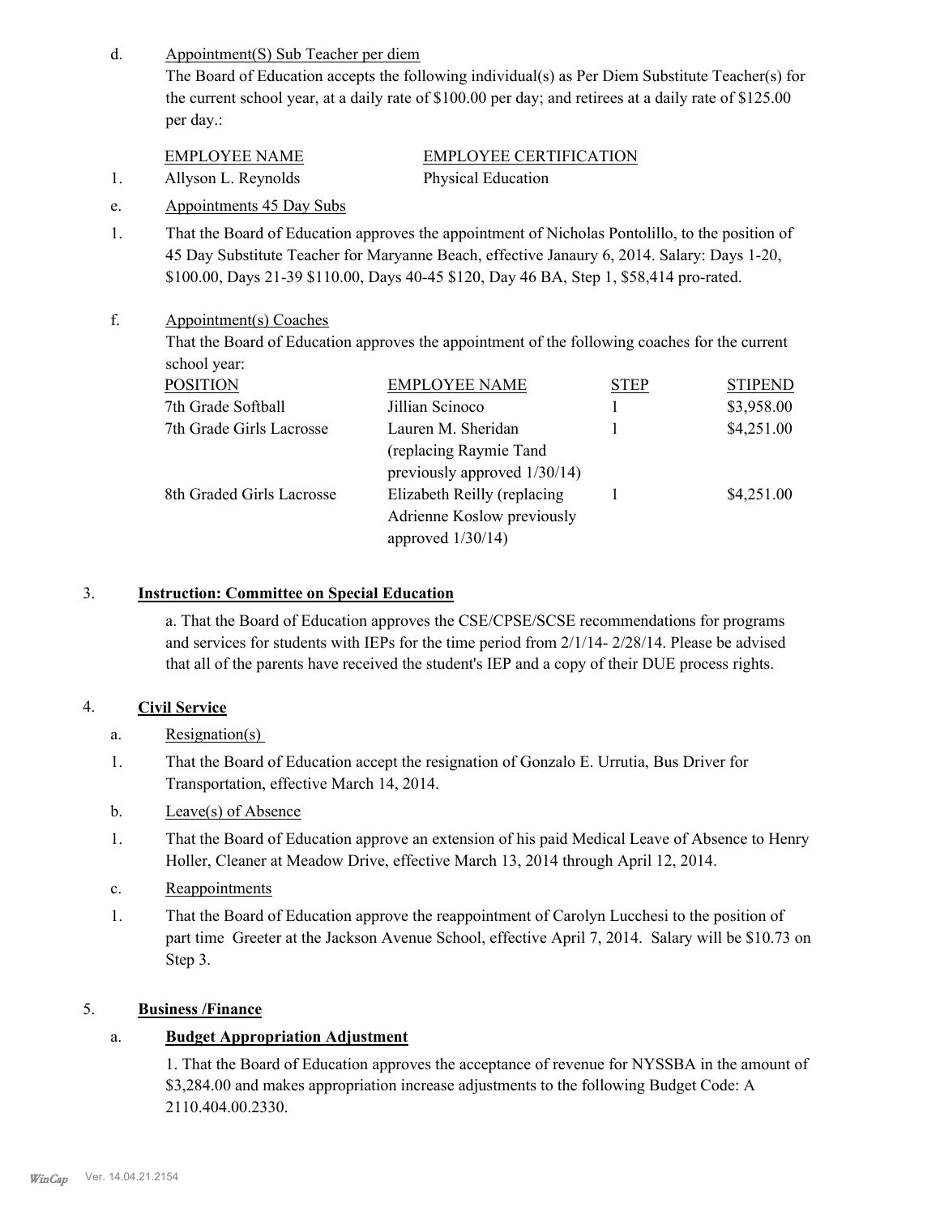d. Appointment(S) Sub Teacher per diem

The Board of Education accepts the following individual(s) as Per Diem Substitute Teacher(s) for the current school year, at a daily rate of $100.00 per day; and retirees at a daily rate of $125.00 per day.:

| | EMPLOYEE NAME | EMPLOYEE CERTIFICATION |
|---|---|---|
| 1. | Allyson L. Reynolds | Physical Education |

e. Appointments 45 Day Subs

1. That the Board of Education approves the appointment of Nicholas Pontolillo, to the position of 45 Day Substitute Teacher for Maryanne Beach, effective Janaury 6, 2014. Salary: Days 1-20, $100.00, Days 21-39 $110.00, Days 40-45 $120, Day 46 BA, Step 1, $58,414 pro-rated.

f. Appointment(s) Coaches

That the Board of Education approves the appointment of the following coaches for the current school year:

| POSITION | EMPLOYEE NAME | STEP | STIPEND |
|---|---|---|---|
| 7th Grade Softball | Jillian Scinoco | 1 | $3,958.00 |
| 7th Grade Girls Lacrosse | Lauren M. Sheridan (replacing Raymie Tand previously approved 1/30/14) | 1 | $4,251.00 |
| 8th Graded Girls Lacrosse | Elizabeth Reilly (replacing Adrienne Koslow previously approved 1/30/14) | 1 | $4,251.00 |

## 3. Instruction: Committee on Special Education

a. That the Board of Education approves the CSE/CPSE/SCSE recommendations for programs and services for students with IEPs for the time period from 2/1/14- 2/28/14. Please be advised that all of the parents have received the student's IEP and a copy of their DUE process rights.

## 4. Civil Service

a. Resignation(s)

1. That the Board of Education accept the resignation of Gonzalo E. Urrutia, Bus Driver for Transportation, effective March 14, 2014.

b. Leave(s) of Absence

1. That the Board of Education approve an extension of his paid Medical Leave of Absence to Henry Holler, Cleaner at Meadow Drive, effective March 13, 2014 through April 12, 2014.

c. Reappointments

1. That the Board of Education approve the reappointment of Carolyn Lucchesi to the position of part time Greeter at the Jackson Avenue School, effective April 7, 2014. Salary will be $10.73 on Step 3.

## 5. Business /Finance

a. **Budget Appropriation Adjustment**

1. That the Board of Education approves the acceptance of revenue for NYSSBA in the amount of $3,284.00 and makes appropriation increase adjustments to the following Budget Code: A 2110.404.00.2330.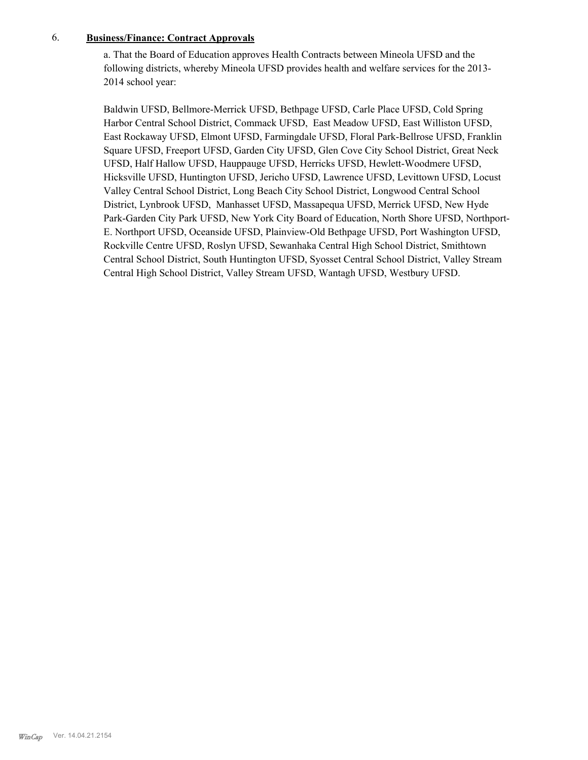6. **Business/Finance: Contract Approvals**

a. That the Board of Education approves Health Contracts between Mineola UFSD and the following districts, whereby Mineola UFSD provides health and welfare services for the 2013-2014 school year:

Baldwin UFSD, Bellmore-Merrick UFSD, Bethpage UFSD, Carle Place UFSD, Cold Spring Harbor Central School District, Commack UFSD, East Meadow UFSD, East Williston UFSD, East Rockaway UFSD, Elmont UFSD, Farmingdale UFSD, Floral Park-Bellrose UFSD, Franklin Square UFSD, Freeport UFSD, Garden City UFSD, Glen Cove City School District, Great Neck UFSD, Half Hallow UFSD, Hauppauge UFSD, Herricks UFSD, Hewlett-Woodmere UFSD, Hicksville UFSD, Huntington UFSD, Jericho UFSD, Lawrence UFSD, Levittown UFSD, Locust Valley Central School District, Long Beach City School District, Longwood Central School District, Lynbrook UFSD, Manhasset UFSD, Massapequa UFSD, Merrick UFSD, New Hyde Park-Garden City Park UFSD, New York City Board of Education, North Shore UFSD, Northport-E. Northport UFSD, Oceanside UFSD, Plainview-Old Bethpage UFSD, Port Washington UFSD, Rockville Centre UFSD, Roslyn UFSD, Sewanhaka Central High School District, Smithtown Central School District, South Huntington UFSD, Syosset Central School District, Valley Stream Central High School District, Valley Stream UFSD, Wantagh UFSD, Westbury UFSD.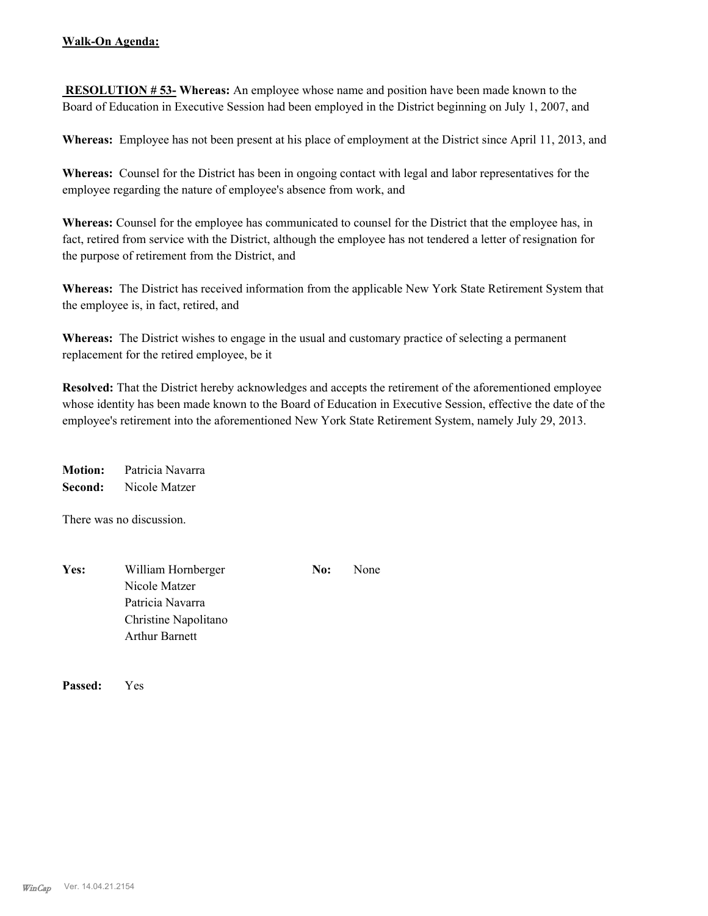**Walk-On Agenda:**

**RESOLUTION # 53- Whereas:** An employee whose name and position have been made known to the Board of Education in Executive Session had been employed in the District beginning on July 1, 2007, and

**Whereas:** Employee has not been present at his place of employment at the District since April 11, 2013, and

**Whereas:** Counsel for the District has been in ongoing contact with legal and labor representatives for the employee regarding the nature of employee's absence from work, and

**Whereas:** Counsel for the employee has communicated to counsel for the District that the employee has, in fact, retired from service with the District, although the employee has not tendered a letter of resignation for the purpose of retirement from the District, and

**Whereas:** The District has received information from the applicable New York State Retirement System that the employee is, in fact, retired, and

**Whereas:** The District wishes to engage in the usual and customary practice of selecting a permanent replacement for the retired employee, be it

**Resolved:** That the District hereby acknowledges and accepts the retirement of the aforementioned employee whose identity has been made known to the Board of Education in Executive Session, effective the date of the employee's retirement into the aforementioned New York State Retirement System, namely July 29, 2013.

**Motion:** Patricia Navarra
**Second:** Nicole Matzer

There was no discussion.

**Yes:** William Hornberger, Nicole Matzer, Patricia Navarra, Christine Napolitano, Arthur Barnett

**No:** None

**Passed:** Yes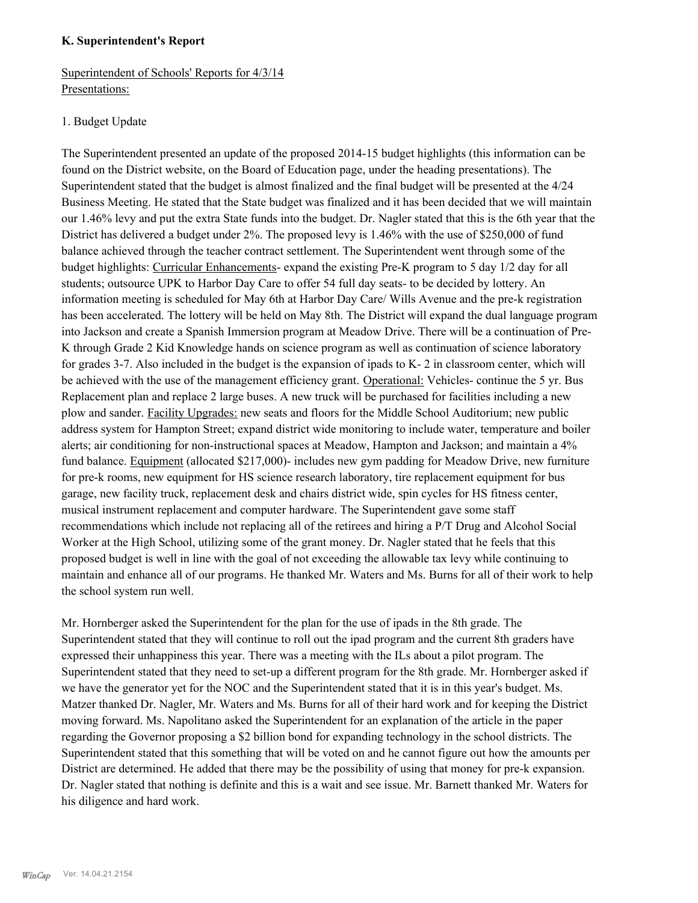**K. Superintendent's Report**

Superintendent of Schools' Reports for 4/3/14
Presentations:

1. Budget Update

The Superintendent presented an update of the proposed 2014-15 budget highlights (this information can be found on the District website, on the Board of Education page, under the heading presentations). The Superintendent stated that the budget is almost finalized and the final budget will be presented at the 4/24 Business Meeting. He stated that the State budget was finalized and it has been decided that we will maintain our 1.46% levy and put the extra State funds into the budget. Dr. Nagler stated that this is the 6th year that the District has delivered a budget under 2%. The proposed levy is 1.46% with the use of $250,000 of fund balance achieved through the teacher contract settlement. The Superintendent went through some of the budget highlights: Curricular Enhancements- expand the existing Pre-K program to 5 day 1/2 day for all students; outsource UPK to Harbor Day Care to offer 54 full day seats- to be decided by lottery. An information meeting is scheduled for May 6th at Harbor Day Care/ Wills Avenue and the pre-k registration has been accelerated. The lottery will be held on May 8th. The District will expand the dual language program into Jackson and create a Spanish Immersion program at Meadow Drive. There will be a continuation of Pre-K through Grade 2 Kid Knowledge hands on science program as well as continuation of science laboratory for grades 3-7. Also included in the budget is the expansion of ipads to K- 2 in classroom center, which will be achieved with the use of the management efficiency grant. Operational: Vehicles- continue the 5 yr. Bus Replacement plan and replace 2 large buses. A new truck will be purchased for facilities including a new plow and sander. Facility Upgrades: new seats and floors for the Middle School Auditorium; new public address system for Hampton Street; expand district wide monitoring to include water, temperature and boiler alerts; air conditioning for non-instructional spaces at Meadow, Hampton and Jackson; and maintain a 4% fund balance. Equipment (allocated $217,000)- includes new gym padding for Meadow Drive, new furniture for pre-k rooms, new equipment for HS science research laboratory, tire replacement equipment for bus garage, new facility truck, replacement desk and chairs district wide, spin cycles for HS fitness center, musical instrument replacement and computer hardware. The Superintendent gave some staff recommendations which include not replacing all of the retirees and hiring a P/T Drug and Alcohol Social Worker at the High School, utilizing some of the grant money. Dr. Nagler stated that he feels that this proposed budget is well in line with the goal of not exceeding the allowable tax levy while continuing to maintain and enhance all of our programs. He thanked Mr. Waters and Ms. Burns for all of their work to help the school system run well.

Mr. Hornberger asked the Superintendent for the plan for the use of ipads in the 8th grade. The Superintendent stated that they will continue to roll out the ipad program and the current 8th graders have expressed their unhappiness this year. There was a meeting with the ILs about a pilot program. The Superintendent stated that they need to set-up a different program for the 8th grade. Mr. Hornberger asked if we have the generator yet for the NOC and the Superintendent stated that it is in this year's budget. Ms. Matzer thanked Dr. Nagler, Mr. Waters and Ms. Burns for all of their hard work and for keeping the District moving forward. Ms. Napolitano asked the Superintendent for an explanation of the article in the paper regarding the Governor proposing a $2 billion bond for expanding technology in the school districts. The Superintendent stated that this something that will be voted on and he cannot figure out how the amounts per District are determined. He added that there may be the possibility of using that money for pre-k expansion. Dr. Nagler stated that nothing is definite and this is a wait and see issue. Mr. Barnett thanked Mr. Waters for his diligence and hard work.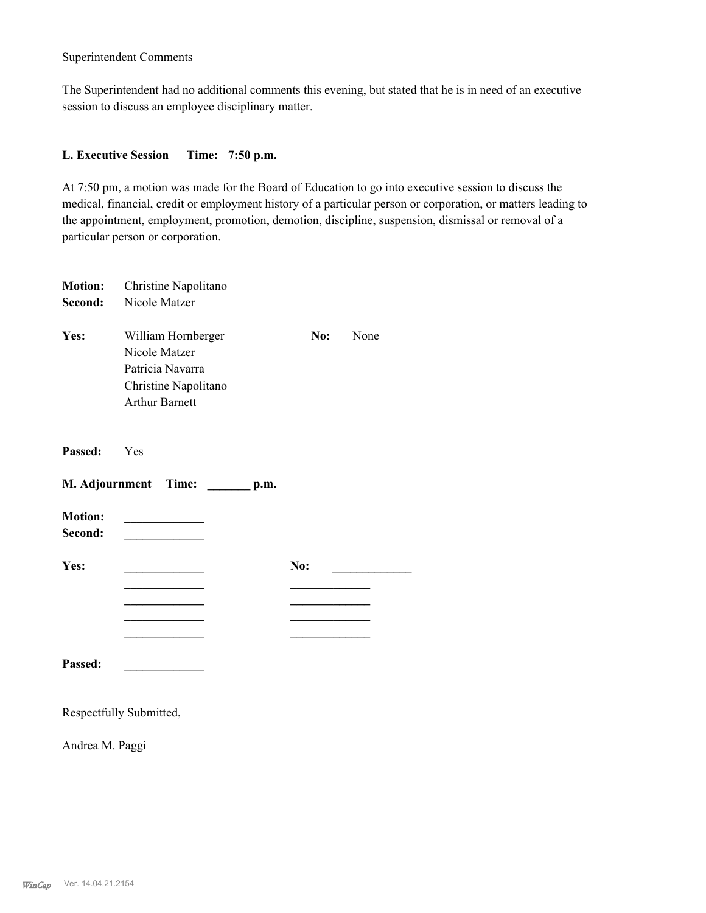Superintendent Comments

The Superintendent had no additional comments this evening, but stated that he is in need of an executive session to discuss an employee disciplinary matter.

**L. Executive Session Time: 7:50 p.m.**

At 7:50 pm, a motion was made for the Board of Education to go into executive session to discuss the medical, financial, credit or employment history of a particular person or corporation, or matters leading to the appointment, employment, promotion, demotion, discipline, suspension, dismissal or removal of a particular person or corporation.

**Motion:** Christine Napolitano
**Second:** Nicole Matzer

| | | | |
|---|---|---|---|
| **Yes:** | William Hornberger | **No:** | None |
| | Nicole Matzer | | |
| | Patricia Navarra | | |
| | Christine Napolitano | | |
| | Arthur Barnett | | |

**Passed:** Yes

**M. Adjournment Time: _______ p.m.**

**Motion:** _____________
**Second:** _____________

| | | | |
|---|---|---|---|
| **Yes:** | _____________ | **No:** | _____________ |
| | _____________ | | _____________ |
| | _____________ | | _____________ |
| | _____________ | | _____________ |
| | _____________ | | _____________ |

**Passed:** _____________

Respectfully Submitted,

Andrea M. Paggi